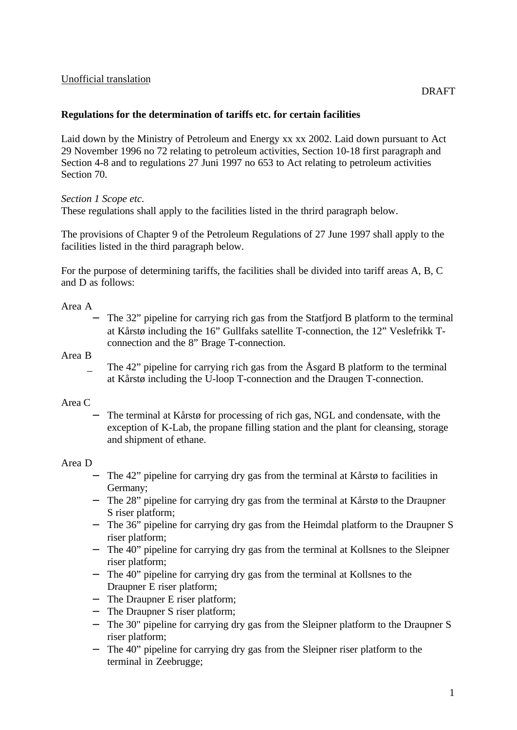Unofficial translation

DRAFT

**Regulations for the determination of tariffs etc. for certain facilities**

Laid down by the Ministry of Petroleum and Energy xx xx 2002. Laid down pursuant to Act 29 November 1996 no 72 relating to petroleum activities, Section 10-18 first paragraph and Section 4-8 and to regulations 27 Juni 1997 no 653 to Act relating to petroleum activities Section 70.

*Section 1 Scope etc.*

These regulations shall apply to the facilities listed in the thrird paragraph below.

The provisions of Chapter 9 of the Petroleum Regulations of 27 June 1997 shall apply to the facilities listed in the third paragraph below.

For the purpose of determining tariffs, the facilities shall be divided into tariff areas A, B, C and D as follows:

Area A

- The 32" pipeline for carrying rich gas from the Statfjord B platform to the terminal at Kårstø including the 16" Gullfaks satellite T-connection, the 12" Veslefrikk T-connection and the 8" Brage T-connection.

Area B

- The 42" pipeline for carrying rich gas from the Åsgard B platform to the terminal at Kårstø including the U-loop T-connection and the Draugen T-connection.

Area C

- The terminal at Kårstø for processing of rich gas, NGL and condensate, with the exception of K-Lab, the propane filling station and the plant for cleansing, storage and shipment of ethane.

Area D

- The 42" pipeline for carrying dry gas from the terminal at Kårstø to facilities in Germany;
- The 28" pipeline for carrying dry gas from the terminal at Kårstø to the Draupner S riser platform;
- The 36" pipeline for carrying dry gas from the Heimdal platform to the Draupner S riser platform;
- The 40" pipeline for carrying dry gas from the terminal at Kollsnes to the Sleipner riser platform;
- The 40" pipeline for carrying dry gas from the terminal at Kollsnes to the Draupner E riser platform;
- The Draupner E riser platform;
- The Draupner S riser platform;
- The 30" pipeline for carrying dry gas from the Sleipner platform to the Draupner S riser platform;
- The 40" pipeline for carrying dry gas from the Sleipner riser platform to the terminal in Zeebrugge;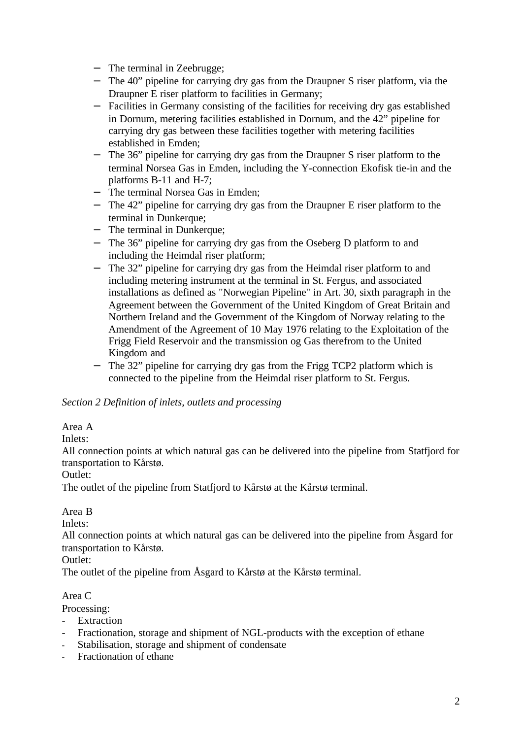- The terminal in Zeebrugge;
- The 40" pipeline for carrying dry gas from the Draupner S riser platform, via the Draupner E riser platform to facilities in Germany;
- Facilities in Germany consisting of the facilities for receiving dry gas established in Dornum, metering facilities established in Dornum, and the 42" pipeline for carrying dry gas between these facilities together with metering facilities established in Emden;
- The 36" pipeline for carrying dry gas from the Draupner S riser platform to the terminal Norsea Gas in Emden, including the Y-connection Ekofisk tie-in and the platforms B-11 and H-7;
- The terminal Norsea Gas in Emden;
- The 42" pipeline for carrying dry gas from the Draupner E riser platform to the terminal in Dunkerque;
- The terminal in Dunkerque;
- The 36" pipeline for carrying dry gas from the Oseberg D platform to and including the Heimdal riser platform;
- The 32" pipeline for carrying dry gas from the Heimdal riser platform to and including metering instrument at the terminal in St. Fergus, and associated installations as defined as "Norwegian Pipeline" in Art. 30, sixth paragraph in the Agreement between the Government of the United Kingdom of Great Britain and Northern Ireland and the Government of the Kingdom of Norway relating to the Amendment of the Agreement of 10 May 1976 relating to the Exploitation of the Frigg Field Reservoir and the transmission og Gas therefrom to the United Kingdom and
- The 32" pipeline for carrying dry gas from the Frigg TCP2 platform which is connected to the pipeline from the Heimdal riser platform to St. Fergus.

*Section 2 Definition of inlets, outlets and processing*

Area A
Inlets:
All connection points at which natural gas can be delivered into the pipeline from Statfjord for transportation to Kårstø.
Outlet:
The outlet of the pipeline from Statfjord to Kårstø at the Kårstø terminal.

Area B
Inlets:
All connection points at which natural gas can be delivered into the pipeline from Åsgard for transportation to Kårstø.
Outlet:
The outlet of the pipeline from Åsgard to Kårstø at the Kårstø terminal.

Area C
Processing:
- Extraction
- Fractionation, storage and shipment of NGL-products with the exception of ethane
- Stabilisation, storage and shipment of condensate
- Fractionation of ethane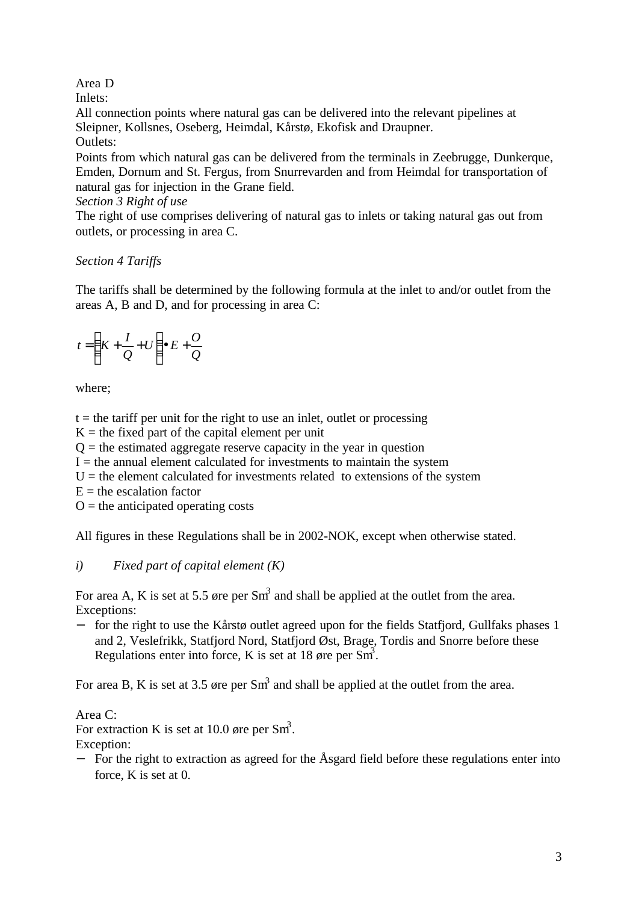Area D

Inlets:

All connection points where natural gas can be delivered into the relevant pipelines at Sleipner, Kollsnes, Oseberg, Heimdal, Kårstø, Ekofisk and Draupner.

Outlets:

Points from which natural gas can be delivered from the terminals in Zeebrugge, Dunkerque, Emden, Dornum and St. Fergus, from Snurrevarden and from Heimdal for transportation of natural gas for injection in the Grane field.

*Section 3 Right of use*

The right of use comprises delivering of natural gas to inlets or taking natural gas out from outlets, or processing in area C.

*Section 4 Tariffs*

The tariffs shall be determined by the following formula at the inlet to and/or outlet from the areas A, B and D, and for processing in area C:

$$t = \left(K + \frac{I}{Q} + U\right) \bullet E + \frac{O}{Q}$$

where;

t = the tariff per unit for the right to use an inlet, outlet or processing
K = the fixed part of the capital element per unit
Q = the estimated aggregate reserve capacity in the year in question
I = the annual element calculated for investments to maintain the system
U = the element calculated for investments related to extensions of the system
E = the escalation factor
O = the anticipated operating costs

All figures in these Regulations shall be in 2002-NOK, except when otherwise stated.

*i) Fixed part of capital element (K)*

For area A, K is set at 5.5 øre per $Sm^3$ and shall be applied at the outlet from the area.
Exceptions:

- for the right to use the Kårstø outlet agreed upon for the fields Statfjord, Gullfaks phases 1 and 2, Veslefrikk, Statfjord Nord, Statfjord Øst, Brage, Tordis and Snorre before these Regulations enter into force, K is set at 18 øre per $Sm^3$.

For area B, K is set at 3.5 øre per $Sm^3$ and shall be applied at the outlet from the area.

Area C:
For extraction K is set at 10.0 øre per $Sm^3$.
Exception:

- For the right to extraction as agreed for the Åsgard field before these regulations enter into force, K is set at 0.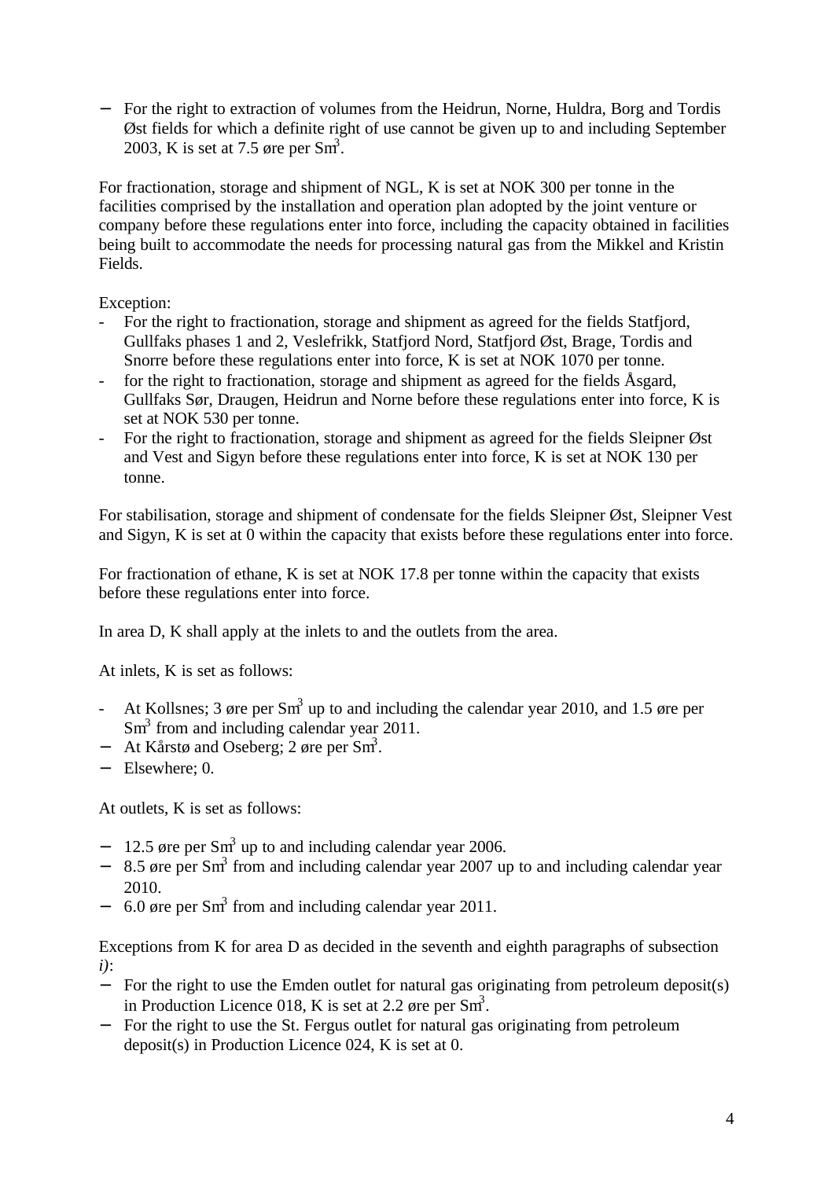- For the right to extraction of volumes from the Heidrun, Norne, Huldra, Borg and Tordis Øst fields for which a definite right of use cannot be given up to and including September 2003, K is set at 7.5 øre per $Sm^3$.

For fractionation, storage and shipment of NGL, K is set at NOK 300 per tonne in the facilities comprised by the installation and operation plan adopted by the joint venture or company before these regulations enter into force, including the capacity obtained in facilities being built to accommodate the needs for processing natural gas from the Mikkel and Kristin Fields.

Exception:

- For the right to fractionation, storage and shipment as agreed for the fields Statfjord, Gullfaks phases 1 and 2, Veslefrikk, Statfjord Nord, Statfjord Øst, Brage, Tordis and Snorre before these regulations enter into force, K is set at NOK 1070 per tonne.
- for the right to fractionation, storage and shipment as agreed for the fields Åsgard, Gullfaks Sør, Draugen, Heidrun and Norne before these regulations enter into force, K is set at NOK 530 per tonne.
- For the right to fractionation, storage and shipment as agreed for the fields Sleipner Øst and Vest and Sigyn before these regulations enter into force, K is set at NOK 130 per tonne.

For stabilisation, storage and shipment of condensate for the fields Sleipner Øst, Sleipner Vest and Sigyn, K is set at 0 within the capacity that exists before these regulations enter into force.

For fractionation of ethane, K is set at NOK 17.8 per tonne within the capacity that exists before these regulations enter into force.

In area D, K shall apply at the inlets to and the outlets from the area.

At inlets, K is set as follows:

- At Kollsnes; 3 øre per $Sm^3$ up to and including the calendar year 2010, and 1.5 øre per $Sm^3$ from and including calendar year 2011.
- At Kårstø and Oseberg; 2 øre per $Sm^3$.
- Elsewhere; 0.

At outlets, K is set as follows:

- 12.5 øre per $Sm^3$ up to and including calendar year 2006.
- 8.5 øre per $Sm^3$ from and including calendar year 2007 up to and including calendar year 2010.
- 6.0 øre per $Sm^3$ from and including calendar year 2011.

Exceptions from K for area D as decided in the seventh and eighth paragraphs of subsection *i)*:

- For the right to use the Emden outlet for natural gas originating from petroleum deposit(s) in Production Licence 018, K is set at 2.2 øre per $Sm^3$.
- For the right to use the St. Fergus outlet for natural gas originating from petroleum deposit(s) in Production Licence 024, K is set at 0.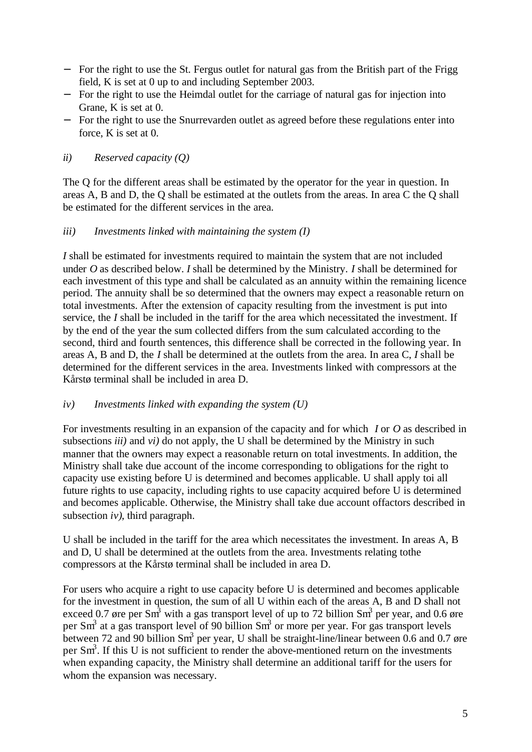- For the right to use the St. Fergus outlet for natural gas from the British part of the Frigg field, K is set at 0 up to and including September 2003.
- For the right to use the Heimdal outlet for the carriage of natural gas for injection into Grane, K is set at 0.
- For the right to use the Snurrevarden outlet as agreed before these regulations enter into force, K is set at 0.

*ii) Reserved capacity (Q)*

The Q for the different areas shall be estimated by the operator for the year in question. In areas A, B and D, the Q shall be estimated at the outlets from the areas. In area C the Q shall be estimated for the different services in the area.

*iii) Investments linked with maintaining the system (I)*

*I* shall be estimated for investments required to maintain the system that are not included under *O* as described below. *I* shall be determined by the Ministry. *I* shall be determined for each investment of this type and shall be calculated as an annuity within the remaining licence period. The annuity shall be so determined that the owners may expect a reasonable return on total investments. After the extension of capacity resulting from the investment is put into service, the *I* shall be included in the tariff for the area which necessitated the investment. If by the end of the year the sum collected differs from the sum calculated according to the second, third and fourth sentences, this difference shall be corrected in the following year. In areas A, B and D, the *I* shall be determined at the outlets from the area. In area C, *I* shall be determined for the different services in the area. Investments linked with compressors at the Kårstø terminal shall be included in area D.

*iv) Investments linked with expanding the system (U)*

For investments resulting in an expansion of the capacity and for which *I* or *O* as described in subsections *iii)* and *vi)* do not apply, the U shall be determined by the Ministry in such manner that the owners may expect a reasonable return on total investments. In addition, the Ministry shall take due account of the income corresponding to obligations for the right to capacity use existing before U is determined and becomes applicable. U shall apply toi all future rights to use capacity, including rights to use capacity acquired before U is determined and becomes applicable. Otherwise, the Ministry shall take due account offactors described in subsection *iv)*, third paragraph.

U shall be included in the tariff for the area which necessitates the investment. In areas A, B and D, U shall be determined at the outlets from the area. Investments relating tothe compressors at the Kårstø terminal shall be included in area D.

For users who acquire a right to use capacity before U is determined and becomes applicable for the investment in question, the sum of all U within each of the areas A, B and D shall not exceed 0.7 øre per $Sm^3$ with a gas transport level of up to 72 billion $Sm^3$ per year, and 0.6 øre per $Sm^3$ at a gas transport level of 90 billion $Sm^3$ or more per year. For gas transport levels between 72 and 90 billion $Sm^3$ per year, U shall be straight-line/linear between 0.6 and 0.7 øre per $Sm^3$. If this U is not sufficient to render the above-mentioned return on the investments when expanding capacity, the Ministry shall determine an additional tariff for the users for whom the expansion was necessary.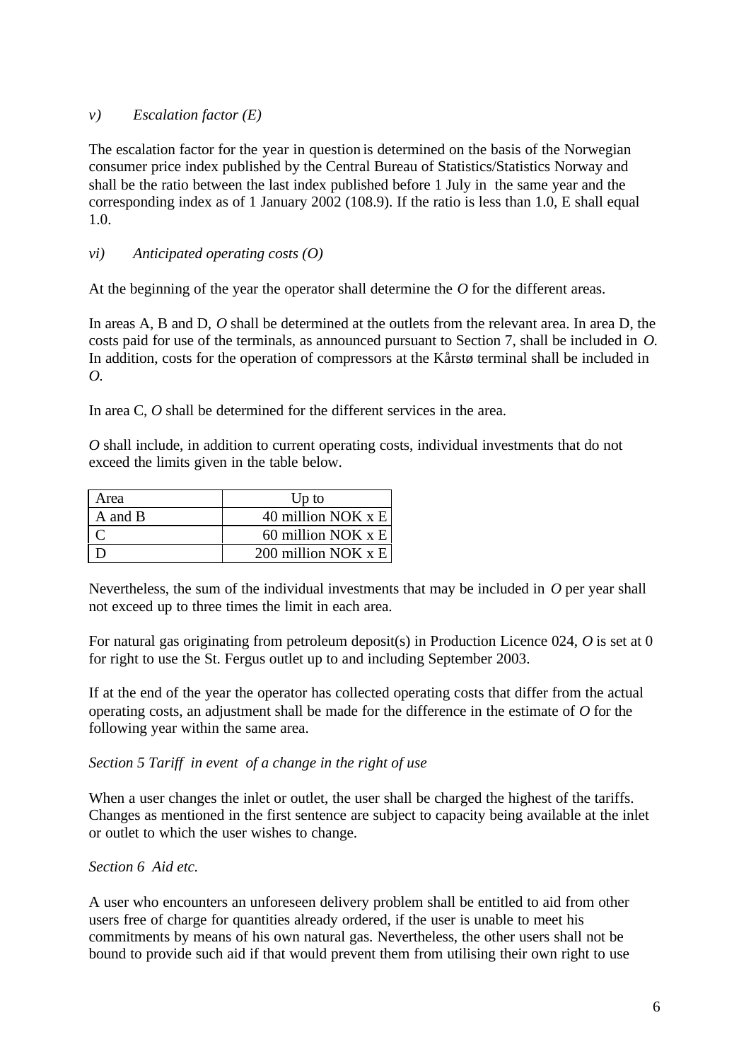*v) Escalation factor (E)*

The escalation factor for the year in question is determined on the basis of the Norwegian consumer price index published by the Central Bureau of Statistics/Statistics Norway and shall be the ratio between the last index published before 1 July in the same year and the corresponding index as of 1 January 2002 (108.9). If the ratio is less than 1.0, E shall equal 1.0.

*vi) Anticipated operating costs (O)*

At the beginning of the year the operator shall determine the *O* for the different areas.

In areas A, B and D, *O* shall be determined at the outlets from the relevant area. In area D, the costs paid for use of the terminals, as announced pursuant to Section 7, shall be included in *O*. In addition, costs for the operation of compressors at the Kårstø terminal shall be included in *O*.

In area C, *O* shall be determined for the different services in the area.

*O* shall include, in addition to current operating costs, individual investments that do not exceed the limits given in the table below.

| Area | Up to |
|---|---:|
| A and B | 40 million NOK x E |
| C | 60 million NOK x E |
| D | 200 million NOK x E |

Nevertheless, the sum of the individual investments that may be included in *O* per year shall not exceed up to three times the limit in each area.

For natural gas originating from petroleum deposit(s) in Production Licence 024, *O* is set at 0 for right to use the St. Fergus outlet up to and including September 2003.

If at the end of the year the operator has collected operating costs that differ from the actual operating costs, an adjustment shall be made for the difference in the estimate of *O* for the following year within the same area.

*Section 5 Tariff in event of a change in the right of use*

When a user changes the inlet or outlet, the user shall be charged the highest of the tariffs. Changes as mentioned in the first sentence are subject to capacity being available at the inlet or outlet to which the user wishes to change.

*Section 6 Aid etc.*

A user who encounters an unforeseen delivery problem shall be entitled to aid from other users free of charge for quantities already ordered, if the user is unable to meet his commitments by means of his own natural gas. Nevertheless, the other users shall not be bound to provide such aid if that would prevent them from utilising their own right to use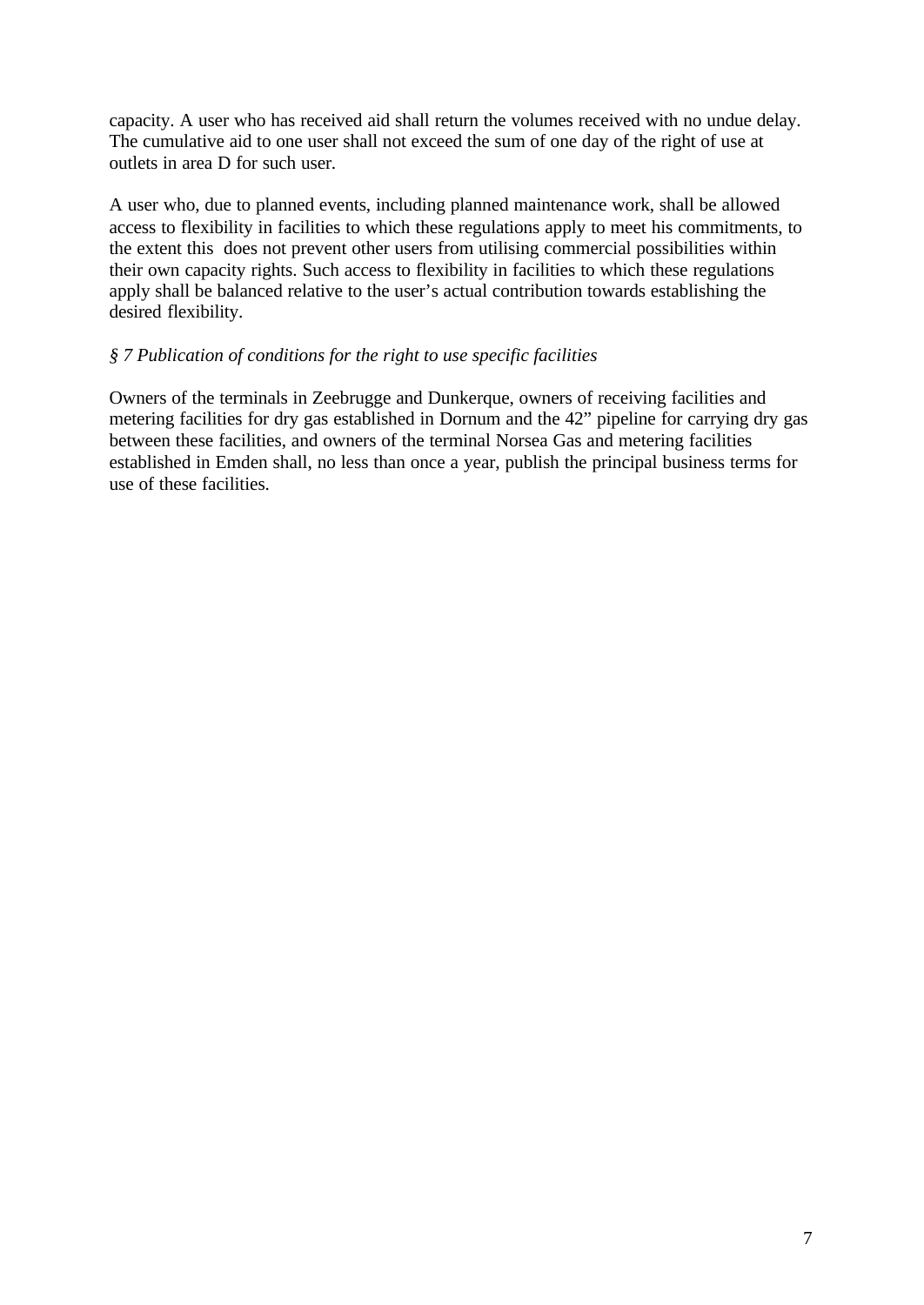capacity. A user who has received aid shall return the volumes received with no undue delay. The cumulative aid to one user shall not exceed the sum of one day of the right of use at outlets in area D for such user.

A user who, due to planned events, including planned maintenance work, shall be allowed access to flexibility in facilities to which these regulations apply to meet his commitments, to the extent this does not prevent other users from utilising commercial possibilities within their own capacity rights. Such access to flexibility in facilities to which these regulations apply shall be balanced relative to the user's actual contribution towards establishing the desired flexibility.

### *§ 7 Publication of conditions for the right to use specific facilities*

Owners of the terminals in Zeebrugge and Dunkerque, owners of receiving facilities and metering facilities for dry gas established in Dornum and the 42" pipeline for carrying dry gas between these facilities, and owners of the terminal Norsea Gas and metering facilities established in Emden shall, no less than once a year, publish the principal business terms for use of these facilities.